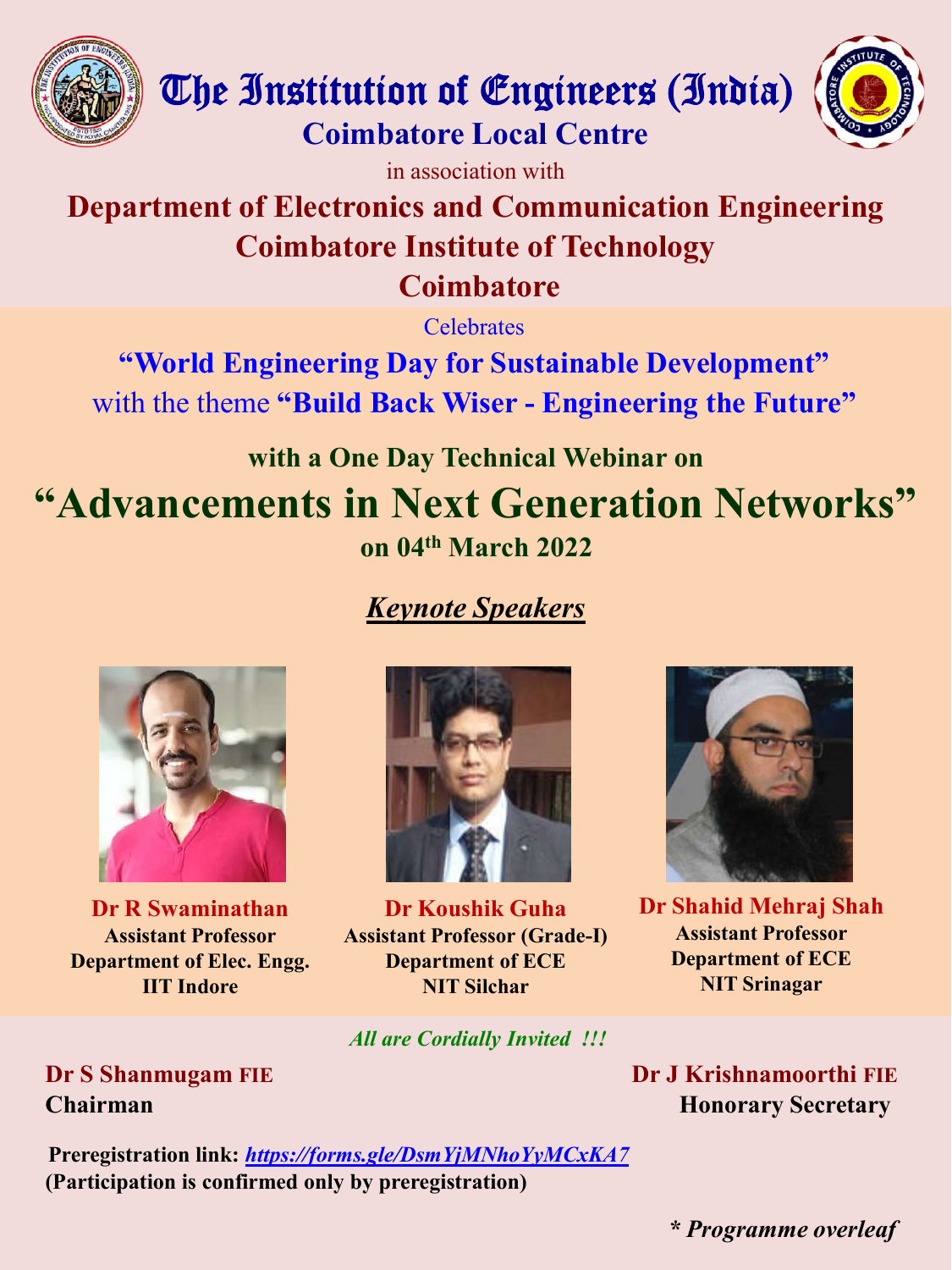# The Institution of Engineers (India)

## Coimbatore Local Centre

in association with

## Department of Electronics and Communication Engineering
## Coimbatore Institute of Technology
## Coimbatore

Celebrates

**"World Engineering Day for Sustainable Development"**
with the theme **"Build Back Wiser - Engineering the Future"**

**with a One Day Technical Webinar on**

# "Advancements in Next Generation Networks"

**on 04th March 2022**

## ***Keynote Speakers***

**Dr R Swaminathan**
**Assistant Professor**
**Department of Elec. Engg.**
**IIT Indore**

**Dr Koushik Guha**
**Assistant Professor (Grade-I)**
**Department of ECE**
**NIT Silchar**

**Dr Shahid Mehraj Shah**
**Assistant Professor**
**Department of ECE**
**NIT Srinagar**

***All are Cordially Invited !!!***

**Dr S Shanmugam FIE**
**Chairman**

**Dr J Krishnamoorthi FIE**
**Honorary Secretary**

**Preregistration link:** ***https://forms.gle/DsmYjMNhoYyMCxKA7***
**(Participation is confirmed only by preregistration)**

***\* Programme overleaf***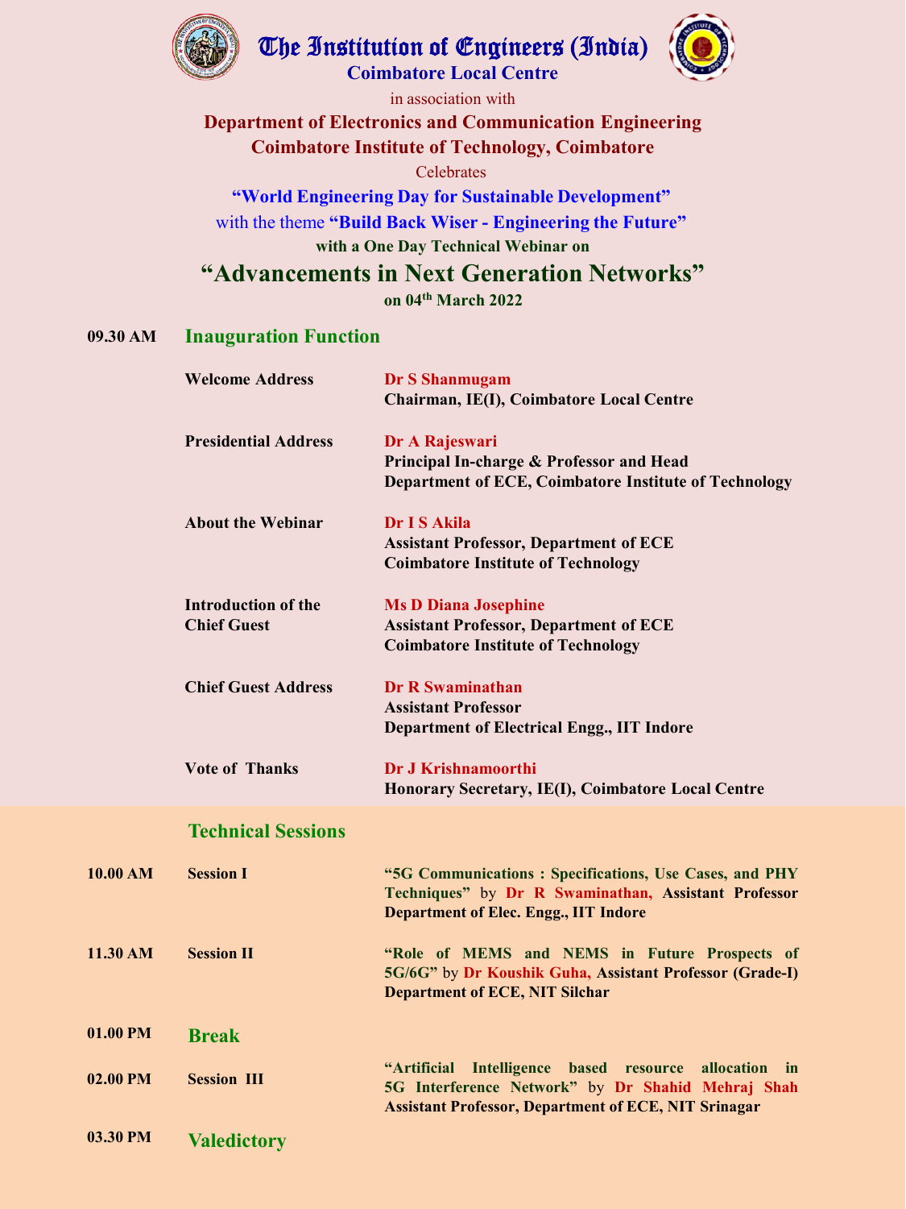# The Institution of Engineers (India)

**Coimbatore Local Centre**

in association with

**Department of Electronics and Communication Engineering**
**Coimbatore Institute of Technology, Coimbatore**

Celebrates

**"World Engineering Day for Sustainable Development"**

with the theme **"Build Back Wiser - Engineering the Future"**

**with a One Day Technical Webinar on**

## "Advancements in Next Generation Networks"

**on 04th March 2022**

**09.30 AM** **Inauguration Function**

| | |
|---|---|
| **Welcome Address** | **Dr S Shanmugam**<br>**Chairman, IE(I), Coimbatore Local Centre** |
| **Presidential Address** | **Dr A Rajeswari**<br>**Principal In-charge & Professor and Head**<br>**Department of ECE, Coimbatore Institute of Technology** |
| **About the Webinar** | **Dr I S Akila**<br>**Assistant Professor, Department of ECE**<br>**Coimbatore Institute of Technology** |
| **Introduction of the Chief Guest** | **Ms D Diana Josephine**<br>**Assistant Professor, Department of ECE**<br>**Coimbatore Institute of Technology** |
| **Chief Guest Address** | **Dr R Swaminathan**<br>**Assistant Professor**<br>**Department of Electrical Engg., IIT Indore** |
| **Vote of Thanks** | **Dr J Krishnamoorthi**<br>**Honorary Secretary, IE(I), Coimbatore Local Centre** |

**Technical Sessions**

| | | |
|---|---|---|
| **10.00 AM** | **Session I** | **"5G Communications : Specifications, Use Cases, and PHY Techniques"** by **Dr R Swaminathan,** **Assistant Professor Department of Elec. Engg., IIT Indore** |
| **11.30 AM** | **Session II** | **"Role of MEMS and NEMS in Future Prospects of 5G/6G"** by **Dr Koushik Guha,** **Assistant Professor (Grade-I) Department of ECE, NIT Silchar** |
| **01.00 PM** | **Break** | |
| **02.00 PM** | **Session III** | **"Artificial Intelligence based resource allocation in 5G Interference Network"** by **Dr Shahid Mehraj Shah** **Assistant Professor, Department of ECE, NIT Srinagar** |
| **03.30 PM** | **Valedictory** | |